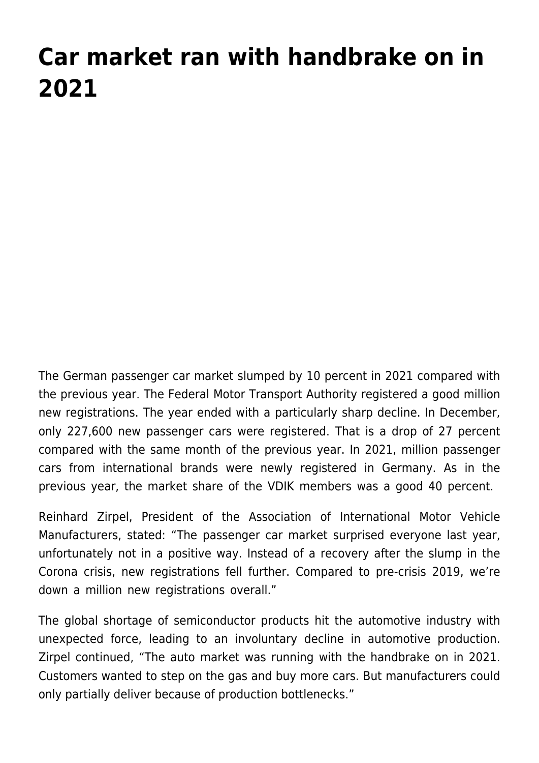# Car market ran with handbrake on in 2021

The German passenger car market slumped by 10 percent in 2021 compared with the previous year. The Federal Motor Transport Authority registered a good million new registrations. The year ended with a particularly sharp decline. In December, only 227,600 new passenger cars were registered. That is a drop of 27 percent compared with the same month of the previous year. In 2021, million passenger cars from international brands were newly registered in Germany. As in the previous year, the market share of the VDIK members was a good 40 percent.

Reinhard Zirpel, President of the Association of International Motor Vehicle Manufacturers, stated: "The passenger car market surprised everyone last year, unfortunately not in a positive way. Instead of a recovery after the slump in the Corona crisis, new registrations fell further. Compared to pre-crisis 2019, we're down a million new registrations overall."

The global shortage of semiconductor products hit the automotive industry with unexpected force, leading to an involuntary decline in automotive production. Zirpel continued, "The auto market was running with the handbrake on in 2021. Customers wanted to step on the gas and buy more cars. But manufacturers could only partially deliver because of production bottlenecks."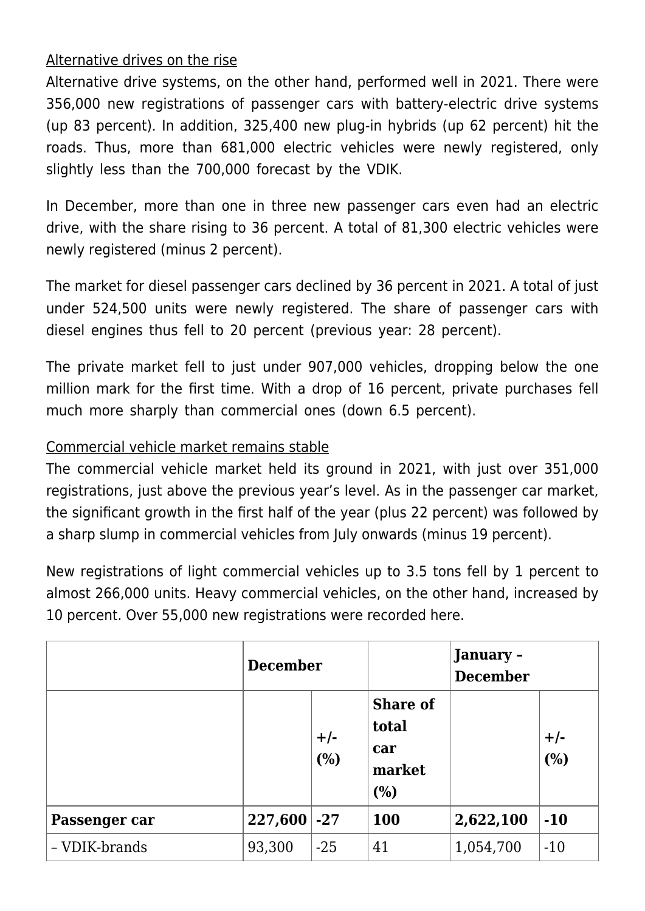Alternative drives on the rise

Alternative drive systems, on the other hand, performed well in 2021. There were 356,000 new registrations of passenger cars with battery-electric drive systems (up 83 percent). In addition, 325,400 new plug-in hybrids (up 62 percent) hit the roads. Thus, more than 681,000 electric vehicles were newly registered, only slightly less than the 700,000 forecast by the VDIK.

In December, more than one in three new passenger cars even had an electric drive, with the share rising to 36 percent. A total of 81,300 electric vehicles were newly registered (minus 2 percent).

The market for diesel passenger cars declined by 36 percent in 2021. A total of just under 524,500 units were newly registered. The share of passenger cars with diesel engines thus fell to 20 percent (previous year: 28 percent).

The private market fell to just under 907,000 vehicles, dropping below the one million mark for the first time. With a drop of 16 percent, private purchases fell much more sharply than commercial ones (down 6.5 percent).

Commercial vehicle market remains stable

The commercial vehicle market held its ground in 2021, with just over 351,000 registrations, just above the previous year's level. As in the passenger car market, the significant growth in the first half of the year (plus 22 percent) was followed by a sharp slump in commercial vehicles from July onwards (minus 19 percent).

New registrations of light commercial vehicles up to 3.5 tons fell by 1 percent to almost 266,000 units. Heavy commercial vehicles, on the other hand, increased by 10 percent. Over 55,000 new registrations were recorded here.

| | **December** | | | **January – December** | |
|---|---|---|---|---|---|
| | | **+/- (%)** | **Share of total car market (%)** | | **+/- (%)** |
| **Passenger car** | **227,600** | **-27** | **100** | **2,622,100** | **-10** |
| – VDIK-brands | 93,300 | -25 | 41 | 1,054,700 | -10 |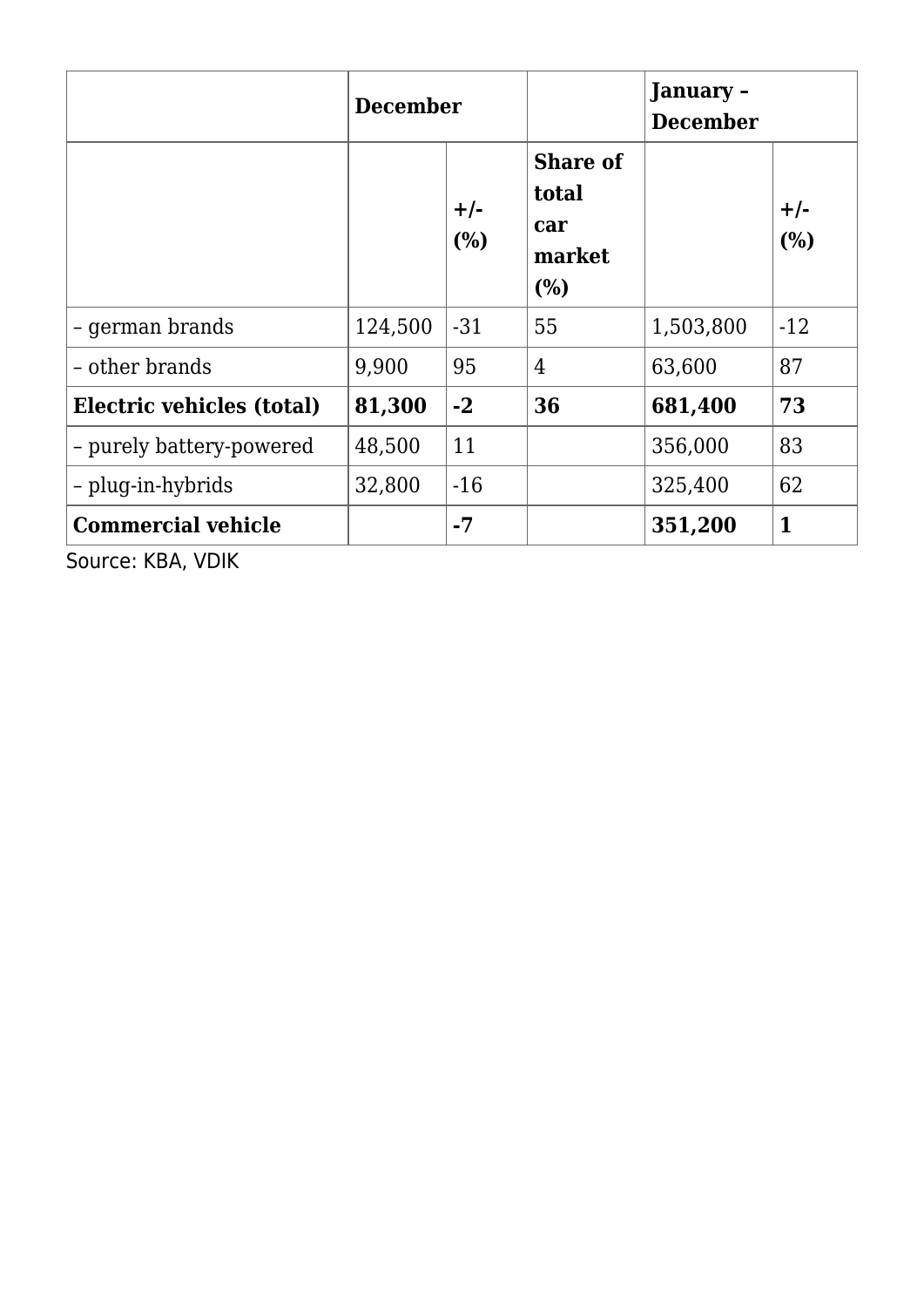| | December | | | January – December | |
|---|---|---|---|---|---|
| | | +/- (%) | Share of total car market (%) | | +/- (%) |
| – german brands | 124,500 | -31 | 55 | 1,503,800 | -12 |
| – other brands | 9,900 | 95 | 4 | 63,600 | 87 |
| **Electric vehicles (total)** | **81,300** | **-2** | **36** | **681,400** | **73** |
| – purely battery-powered | 48,500 | 11 | | 356,000 | 83 |
| – plug-in-hybrids | 32,800 | -16 | | 325,400 | 62 |
| **Commercial vehicle** | | **-7** | | **351,200** | **1** |

Source: KBA, VDIK